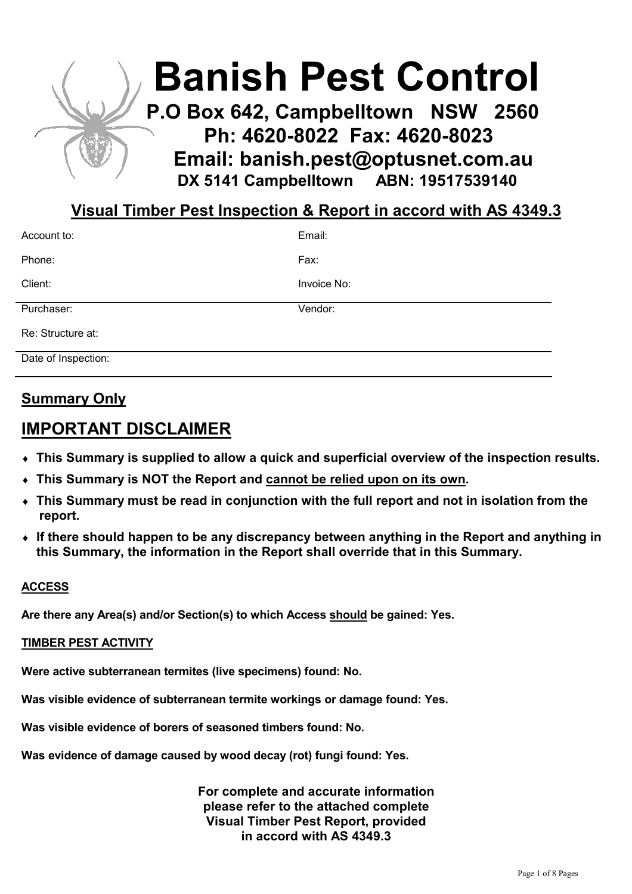# Banish Pest Control

**P.O Box 642, Campbelltown NSW 2560**
**Ph: 4620-8022 Fax: 4620-8023**
**Email: banish.pest@optusnet.com.au**
**DX 5141 Campbelltown ABN: 19517539140**

## Visual Timber Pest Inspection & Report in accord with AS 4349.3

| | |
|---|---|
| Account to: | Email: |
| Phone: | Fax: |
| Client: | Invoice No: |
| Purchaser: | Vendor: |
| Re: Structure at: | |
| Date of Inspection: | |

## Summary Only

## IMPORTANT DISCLAIMER

- **This Summary is supplied to allow a quick and superficial overview of the inspection results.**
- **This Summary is NOT the Report and cannot be relied upon on its own.**
- **This Summary must be read in conjunction with the full report and not in isolation from the report.**
- **If there should happen to be any discrepancy between anything in the Report and anything in this Summary, the information in the Report shall override that in this Summary.**

### ACCESS

**Are there any Area(s) and/or Section(s) to which Access should be gained: Yes.**

### TIMBER PEST ACTIVITY

**Were active subterranean termites (live specimens) found: No.**

**Was visible evidence of subterranean termite workings or damage found: Yes.**

**Was visible evidence of borers of seasoned timbers found: No.**

**Was evidence of damage caused by wood decay (rot) fungi found: Yes.**

**For complete and accurate information please refer to the attached complete Visual Timber Pest Report, provided in accord with AS 4349.3**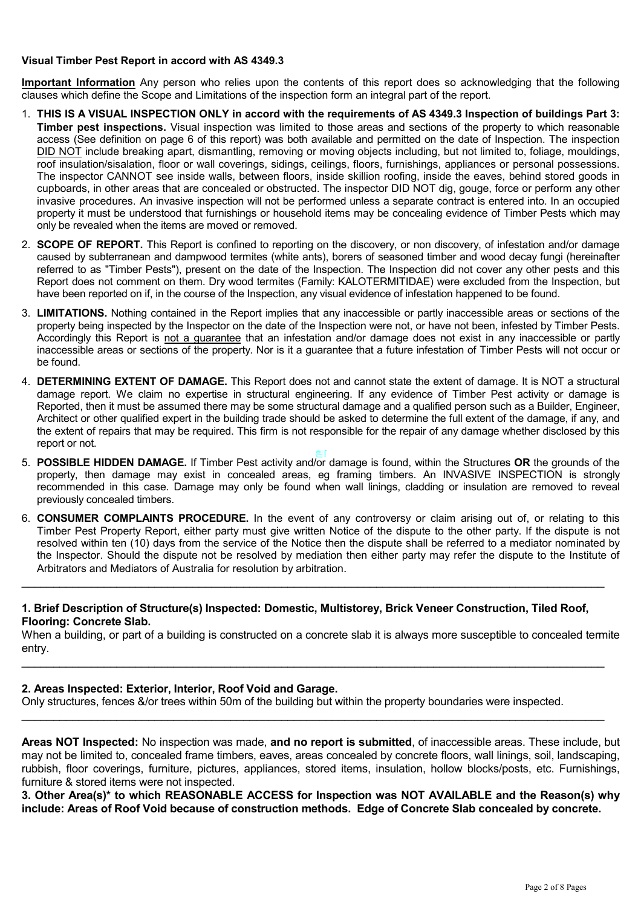**Visual Timber Pest Report in accord with AS 4349.3**

**Important Information** Any person who relies upon the contents of this report does so acknowledging that the following clauses which define the Scope and Limitations of the inspection form an integral part of the report.

1. **THIS IS A VISUAL INSPECTION ONLY in accord with the requirements of AS 4349.3 Inspection of buildings Part 3: Timber pest inspections.** Visual inspection was limited to those areas and sections of the property to which reasonable access (See definition on page 6 of this report) was both available and permitted on the date of Inspection. The inspection DID NOT include breaking apart, dismantling, removing or moving objects including, but not limited to, foliage, mouldings, roof insulation/sisalation, floor or wall coverings, sidings, ceilings, floors, furnishings, appliances or personal possessions. The inspector CANNOT see inside walls, between floors, inside skillion roofing, inside the eaves, behind stored goods in cupboards, in other areas that are concealed or obstructed. The inspector DID NOT dig, gouge, force or perform any other invasive procedures. An invasive inspection will not be performed unless a separate contract is entered into. In an occupied property it must be understood that furnishings or household items may be concealing evidence of Timber Pests which may only be revealed when the items are moved or removed.
2. **SCOPE OF REPORT.** This Report is confined to reporting on the discovery, or non discovery, of infestation and/or damage caused by subterranean and dampwood termites (white ants), borers of seasoned timber and wood decay fungi (hereinafter referred to as "Timber Pests"), present on the date of the Inspection. The Inspection did not cover any other pests and this Report does not comment on them. Dry wood termites (Family: KALOTERMITIDAE) were excluded from the Inspection, but have been reported on if, in the course of the Inspection, any visual evidence of infestation happened to be found.
3. **LIMITATIONS.** Nothing contained in the Report implies that any inaccessible or partly inaccessible areas or sections of the property being inspected by the Inspector on the date of the Inspection were not, or have not been, infested by Timber Pests. Accordingly this Report is not a guarantee that an infestation and/or damage does not exist in any inaccessible or partly inaccessible areas or sections of the property. Nor is it a guarantee that a future infestation of Timber Pests will not occur or be found.
4. **DETERMINING EXTENT OF DAMAGE.** This Report does not and cannot state the extent of damage. It is NOT a structural damage report. We claim no expertise in structural engineering. If any evidence of Timber Pest activity or damage is Reported, then it must be assumed there may be some structural damage and a qualified person such as a Builder, Engineer, Architect or other qualified expert in the building trade should be asked to determine the full extent of the damage, if any, and the extent of repairs that may be required. This firm is not responsible for the repair of any damage whether disclosed by this report or not.
5. **POSSIBLE HIDDEN DAMAGE.** If Timber Pest activity and/or damage is found, within the Structures **OR** the grounds of the property, then damage may exist in concealed areas, eg framing timbers. An INVASIVE INSPECTION is strongly recommended in this case. Damage may only be found when wall linings, cladding or insulation are removed to reveal previously concealed timbers.
6. **CONSUMER COMPLAINTS PROCEDURE.** In the event of any controversy or claim arising out of, or relating to this Timber Pest Property Report, either party must give written Notice of the dispute to the other party. If the dispute is not resolved within ten (10) days from the service of the Notice then the dispute shall be referred to a mediator nominated by the Inspector. Should the dispute not be resolved by mediation then either party may refer the dispute to the Institute of Arbitrators and Mediators of Australia for resolution by arbitration.

---

**1. Brief Description of Structure(s) Inspected: Domestic, Multistorey, Brick Veneer Construction, Tiled Roof, Flooring: Concrete Slab.**

When a building, or part of a building is constructed on a concrete slab it is always more susceptible to concealed termite entry.

---

**2. Areas Inspected: Exterior, Interior, Roof Void and Garage.**

Only structures, fences &/or trees within 50m of the building but within the property boundaries were inspected.

---

**Areas NOT Inspected:** No inspection was made, **and no report is submitted**, of inaccessible areas. These include, but may not be limited to, concealed frame timbers, eaves, areas concealed by concrete floors, wall linings, soil, landscaping, rubbish, floor coverings, furniture, pictures, appliances, stored items, insulation, hollow blocks/posts, etc. Furnishings, furniture & stored items were not inspected.

**3. Other Area(s)* to which REASONABLE ACCESS for Inspection was NOT AVAILABLE and the Reason(s) why include: Areas of Roof Void because of construction methods. Edge of Concrete Slab concealed by concrete.**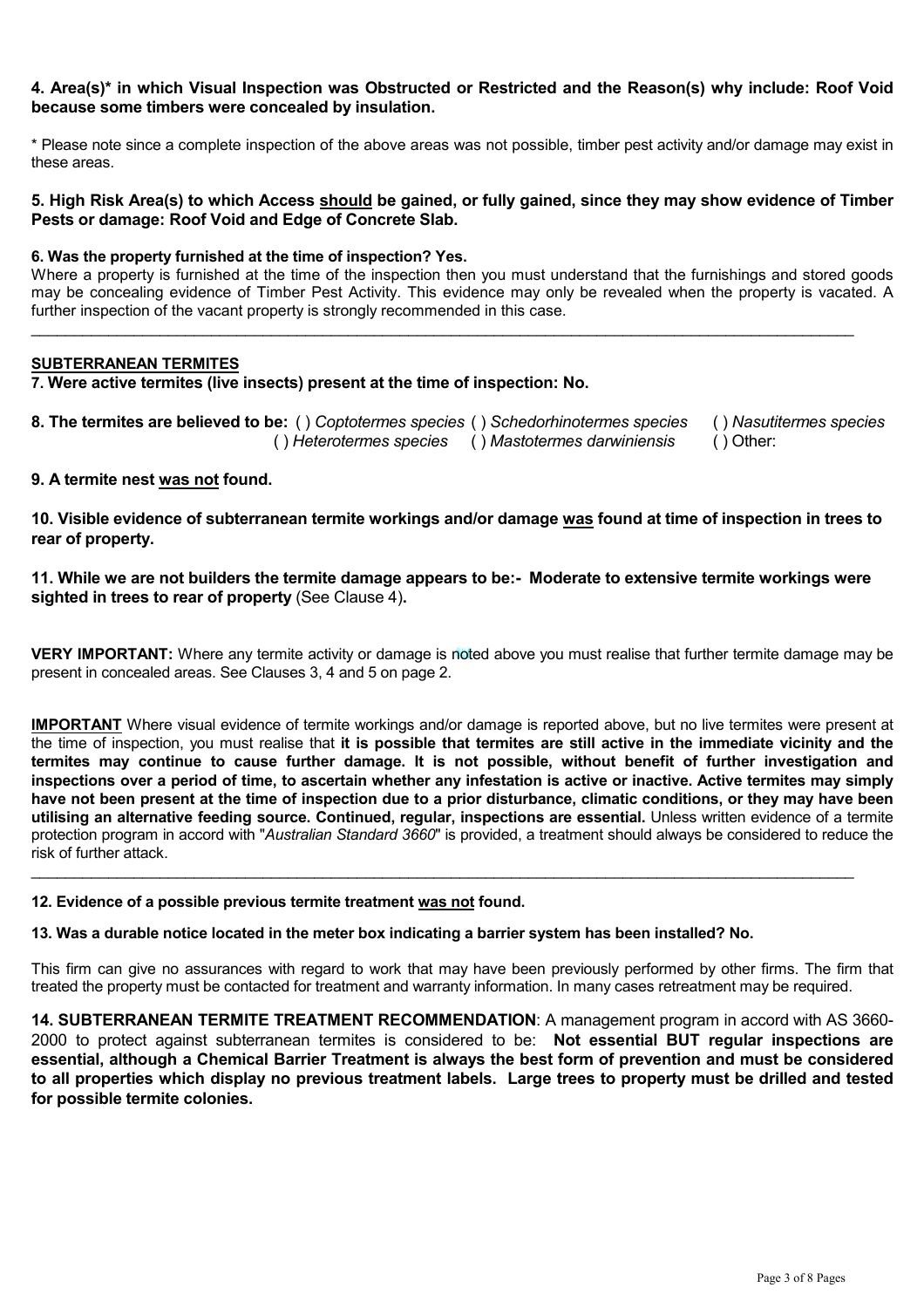**4. Area(s)* in which Visual Inspection was Obstructed or Restricted and the Reason(s) why include: Roof Void because some timbers were concealed by insulation.**

* Please note since a complete inspection of the above areas was not possible, timber pest activity and/or damage may exist in these areas.

**5. High Risk Area(s) to which Access <u>should</u> be gained, or fully gained, since they may show evidence of Timber Pests or damage: Roof Void and Edge of Concrete Slab.**

**6. Was the property furnished at the time of inspection? Yes.**

Where a property is furnished at the time of the inspection then you must understand that the furnishings and stored goods may be concealing evidence of Timber Pest Activity. This evidence may only be revealed when the property is vacated. A further inspection of the vacant property is strongly recommended in this case.

---

**<u>SUBTERRANEAN TERMITES</u>**

**7. Were active termites (live insects) present at the time of inspection: No.**

**8. The termites are believed to be:** ( ) *Coptotermes species* ( ) *Schedorhinotermes species* ( ) *Nasutitermes species* ( ) *Heterotermes species* ( ) *Mastotermes darwiniensis* ( ) Other:

**9. A termite nest <u>was not</u> found.**

**10. Visible evidence of subterranean termite workings and/or damage <u>was</u> found at time of inspection in trees to rear of property.**

**11. While we are not builders the termite damage appears to be:- Moderate to extensive termite workings were sighted in trees to rear of property** (See Clause 4)**.**

**VERY IMPORTANT:** Where any termite activity or damage is noted above you must realise that further termite damage may be present in concealed areas. See Clauses 3, 4 and 5 on page 2.

**<u>IMPORTANT</u>** Where visual evidence of termite workings and/or damage is reported above, but no live termites were present at the time of inspection, you must realise that **it is possible that termites are still active in the immediate vicinity and the termites may continue to cause further damage. It is not possible, without benefit of further investigation and inspections over a period of time, to ascertain whether any infestation is active or inactive. Active termites may simply have not been present at the time of inspection due to a prior disturbance, climatic conditions, or they may have been utilising an alternative feeding source. Continued, regular, inspections are essential.** Unless written evidence of a termite protection program in accord with "*Australian Standard 3660*" is provided, a treatment should always be considered to reduce the risk of further attack.

---

**12. Evidence of a possible previous termite treatment <u>was not</u> found.**

**13. Was a durable notice located in the meter box indicating a barrier system has been installed? No.**

This firm can give no assurances with regard to work that may have been previously performed by other firms. The firm that treated the property must be contacted for treatment and warranty information. In many cases retreatment may be required.

**14. SUBTERRANEAN TERMITE TREATMENT RECOMMENDATION**: A management program in accord with AS 3660-2000 to protect against subterranean termites is considered to be: **Not essential BUT regular inspections are essential, although a Chemical Barrier Treatment is always the best form of prevention and must be considered to all properties which display no previous treatment labels. Large trees to property must be drilled and tested for possible termite colonies.**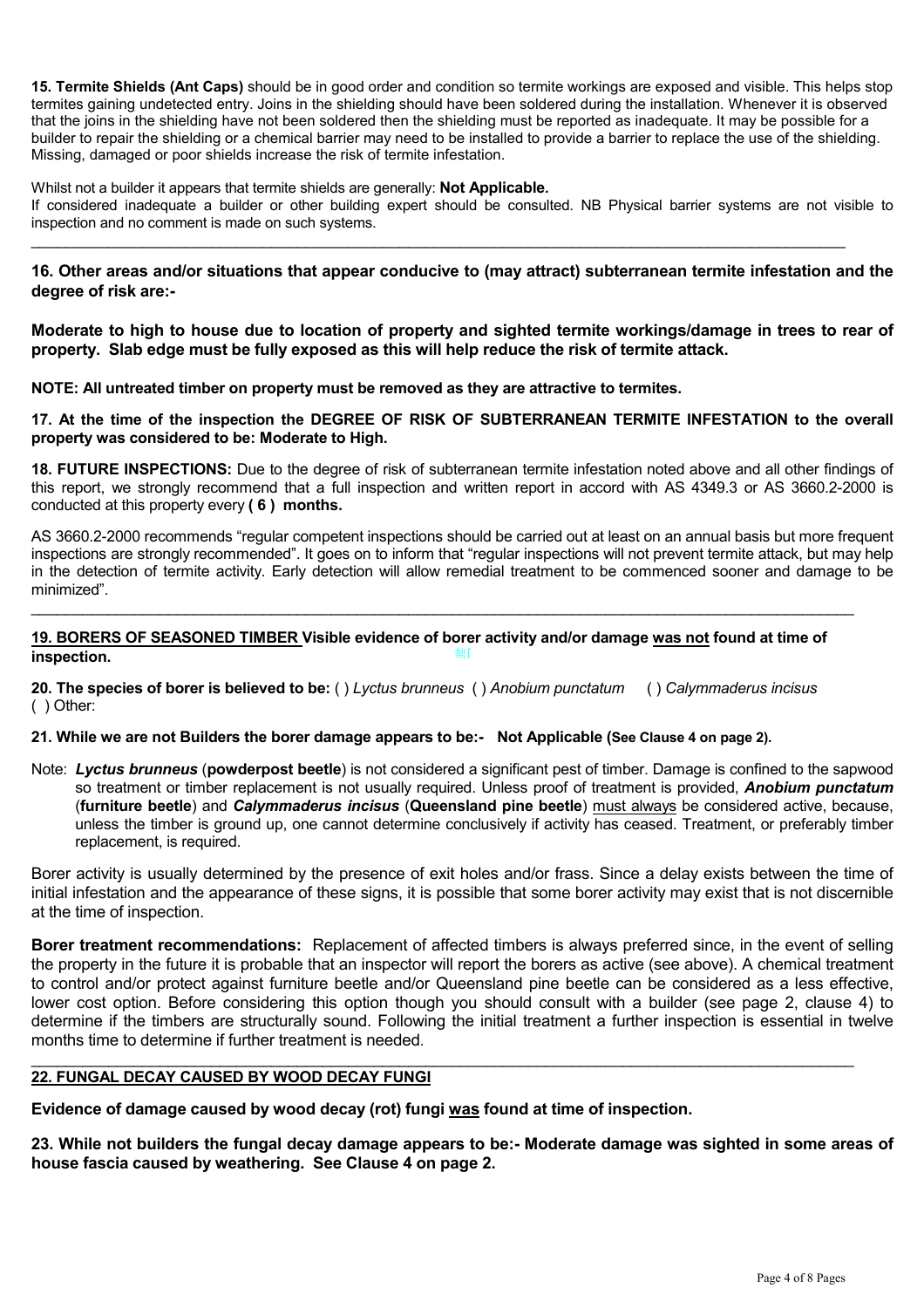**15. Termite Shields (Ant Caps)** should be in good order and condition so termite workings are exposed and visible. This helps stop termites gaining undetected entry. Joins in the shielding should have been soldered during the installation. Whenever it is observed that the joins in the shielding have not been soldered then the shielding must be reported as inadequate. It may be possible for a builder to repair the shielding or a chemical barrier may need to be installed to provide a barrier to replace the use of the shielding. Missing, damaged or poor shields increase the risk of termite infestation.

Whilst not a builder it appears that termite shields are generally: **Not Applicable.**
If considered inadequate a builder or other building expert should be consulted. NB Physical barrier systems are not visible to inspection and no comment is made on such systems.

---

**16. Other areas and/or situations that appear conducive to (may attract) subterranean termite infestation and the degree of risk are:-**

**Moderate to high to house due to location of property and sighted termite workings/damage in trees to rear of property. Slab edge must be fully exposed as this will help reduce the risk of termite attack.**

**NOTE: All untreated timber on property must be removed as they are attractive to termites.**

**17. At the time of the inspection the DEGREE OF RISK OF SUBTERRANEAN TERMITE INFESTATION to the overall property was considered to be: Moderate to High.**

**18. FUTURE INSPECTIONS:** Due to the degree of risk of subterranean termite infestation noted above and all other findings of this report, we strongly recommend that a full inspection and written report in accord with AS 4349.3 or AS 3660.2-2000 is conducted at this property every **( 6 ) months.**

AS 3660.2-2000 recommends "regular competent inspections should be carried out at least on an annual basis but more frequent inspections are strongly recommended". It goes on to inform that "regular inspections will not prevent termite attack, but may help in the detection of termite activity. Early detection will allow remedial treatment to be commenced sooner and damage to be minimized".

---

**<u>19. BORERS OF SEASONED TIMBER</u> Visible evidence of borer activity and/or damage <u>was not</u> found at time of inspection.**

**20. The species of borer is believed to be:** ( ) *Lyctus brunneus* ( ) *Anobium punctatum* ( ) *Calymmaderus incisus* ( ) Other:

**21. While we are not Builders the borer damage appears to be:- Not Applicable (See Clause 4 on page 2).**

Note: ***Lyctus brunneus*** (**powderpost beetle**) is not considered a significant pest of timber. Damage is confined to the sapwood so treatment or timber replacement is not usually required. Unless proof of treatment is provided, ***Anobium punctatum*** (**furniture beetle**) and ***Calymmaderus incisus*** (**Queensland pine beetle**) <u>must always</u> be considered active, because, unless the timber is ground up, one cannot determine conclusively if activity has ceased. Treatment, or preferably timber replacement, is required.

Borer activity is usually determined by the presence of exit holes and/or frass. Since a delay exists between the time of initial infestation and the appearance of these signs, it is possible that some borer activity may exist that is not discernible at the time of inspection.

**Borer treatment recommendations:** Replacement of affected timbers is always preferred since, in the event of selling the property in the future it is probable that an inspector will report the borers as active (see above). A chemical treatment to control and/or protect against furniture beetle and/or Queensland pine beetle can be considered as a less effective, lower cost option. Before considering this option though you should consult with a builder (see page 2, clause 4) to determine if the timbers are structurally sound. Following the initial treatment a further inspection is essential in twelve months time to determine if further treatment is needed.

---

**<u>22. FUNGAL DECAY CAUSED BY WOOD DECAY FUNGI</u>**

**Evidence of damage caused by wood decay (rot) fungi <u>was</u> found at time of inspection.**

**23. While not builders the fungal decay damage appears to be:- Moderate damage was sighted in some areas of house fascia caused by weathering. See Clause 4 on page 2.**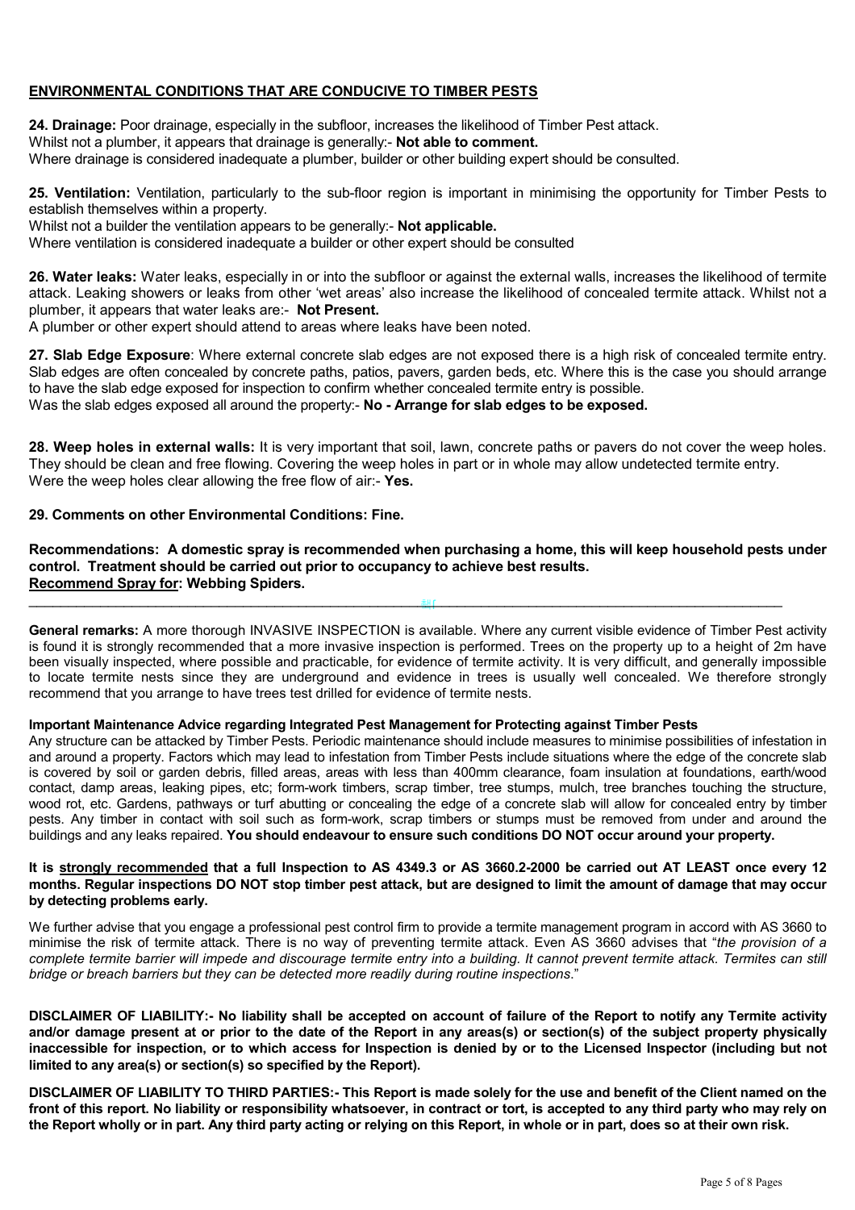## ENVIRONMENTAL CONDITIONS THAT ARE CONDUCIVE TO TIMBER PESTS

**24. Drainage:** Poor drainage, especially in the subfloor, increases the likelihood of Timber Pest attack.
Whilst not a plumber, it appears that drainage is generally:- **Not able to comment.**
Where drainage is considered inadequate a plumber, builder or other building expert should be consulted.

**25. Ventilation:** Ventilation, particularly to the sub-floor region is important in minimising the opportunity for Timber Pests to establish themselves within a property.
Whilst not a builder the ventilation appears to be generally:- **Not applicable.**
Where ventilation is considered inadequate a builder or other expert should be consulted

**26. Water leaks:** Water leaks, especially in or into the subfloor or against the external walls, increases the likelihood of termite attack. Leaking showers or leaks from other 'wet areas' also increase the likelihood of concealed termite attack. Whilst not a plumber, it appears that water leaks are:- **Not Present.**
A plumber or other expert should attend to areas where leaks have been noted.

**27. Slab Edge Exposure**: Where external concrete slab edges are not exposed there is a high risk of concealed termite entry. Slab edges are often concealed by concrete paths, patios, pavers, garden beds, etc. Where this is the case you should arrange to have the slab edge exposed for inspection to confirm whether concealed termite entry is possible.
Was the slab edges exposed all around the property:- **No - Arrange for slab edges to be exposed.**

**28. Weep holes in external walls:** It is very important that soil, lawn, concrete paths or pavers do not cover the weep holes. They should be clean and free flowing. Covering the weep holes in part or in whole may allow undetected termite entry.
Were the weep holes clear allowing the free flow of air:- **Yes.**

**29. Comments on other Environmental Conditions: Fine.**

**Recommendations: A domestic spray is recommended when purchasing a home, this will keep household pests under control. Treatment should be carried out prior to occupancy to achieve best results.**
**Recommend Spray for: Webbing Spiders.**

---

**General remarks:** A more thorough INVASIVE INSPECTION is available. Where any current visible evidence of Timber Pest activity is found it is strongly recommended that a more invasive inspection is performed. Trees on the property up to a height of 2m have been visually inspected, where possible and practicable, for evidence of termite activity. It is very difficult, and generally impossible to locate termite nests since they are underground and evidence in trees is usually well concealed. We therefore strongly recommend that you arrange to have trees test drilled for evidence of termite nests.

**Important Maintenance Advice regarding Integrated Pest Management for Protecting against Timber Pests**

Any structure can be attacked by Timber Pests. Periodic maintenance should include measures to minimise possibilities of infestation in and around a property. Factors which may lead to infestation from Timber Pests include situations where the edge of the concrete slab is covered by soil or garden debris, filled areas, areas with less than 400mm clearance, foam insulation at foundations, earth/wood contact, damp areas, leaking pipes, etc; form-work timbers, scrap timber, tree stumps, mulch, tree branches touching the structure, wood rot, etc. Gardens, pathways or turf abutting or concealing the edge of a concrete slab will allow for concealed entry by timber pests. Any timber in contact with soil such as form-work, scrap timbers or stumps must be removed from under and around the buildings and any leaks repaired. **You should endeavour to ensure such conditions DO NOT occur around your property.**

**It is strongly recommended that a full Inspection to AS 4349.3 or AS 3660.2-2000 be carried out AT LEAST once every 12 months. Regular inspections DO NOT stop timber pest attack, but are designed to limit the amount of damage that may occur by detecting problems early.**

We further advise that you engage a professional pest control firm to provide a termite management program in accord with AS 3660 to minimise the risk of termite attack. There is no way of preventing termite attack. Even AS 3660 advises that "*the provision of a complete termite barrier will impede and discourage termite entry into a building. It cannot prevent termite attack. Termites can still bridge or breach barriers but they can be detected more readily during routine inspections*."

**DISCLAIMER OF LIABILITY:- No liability shall be accepted on account of failure of the Report to notify any Termite activity and/or damage present at or prior to the date of the Report in any areas(s) or section(s) of the subject property physically inaccessible for inspection, or to which access for Inspection is denied by or to the Licensed Inspector (including but not limited to any area(s) or section(s) so specified by the Report).**

**DISCLAIMER OF LIABILITY TO THIRD PARTIES:- This Report is made solely for the use and benefit of the Client named on the front of this report. No liability or responsibility whatsoever, in contract or tort, is accepted to any third party who may rely on the Report wholly or in part. Any third party acting or relying on this Report, in whole or in part, does so at their own risk.**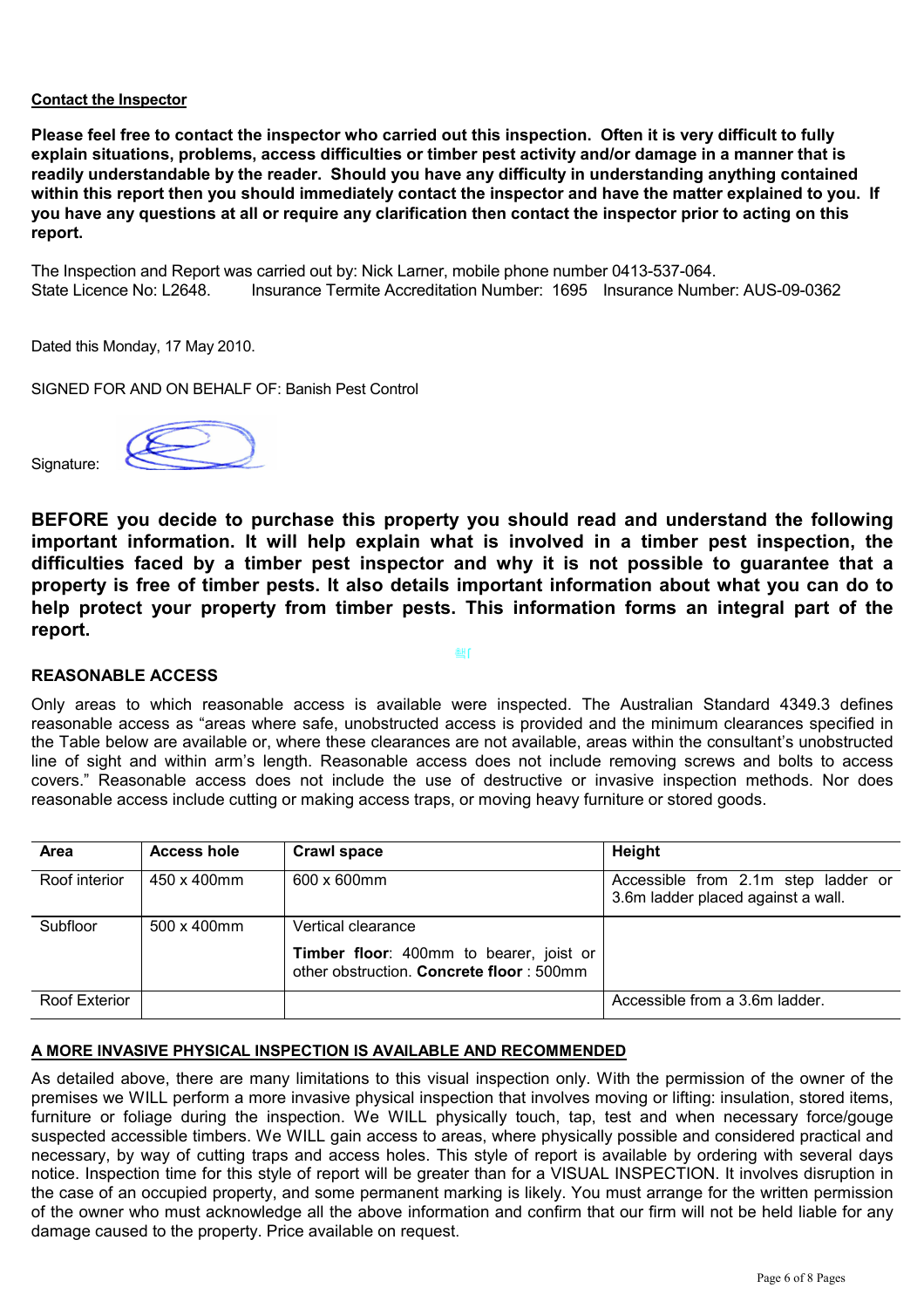**Contact the Inspector**

**Please feel free to contact the inspector who carried out this inspection. Often it is very difficult to fully explain situations, problems, access difficulties or timber pest activity and/or damage in a manner that is readily understandable by the reader. Should you have any difficulty in understanding anything contained within this report then you should immediately contact the inspector and have the matter explained to you. If you have any questions at all or require any clarification then contact the inspector prior to acting on this report.**

The Inspection and Report was carried out by: Nick Larner, mobile phone number 0413-537-064.
State Licence No: L2648. Insurance Termite Accreditation Number: 1695 Insurance Number: AUS-09-0362

Dated this Monday, 17 May 2010.

SIGNED FOR AND ON BEHALF OF: Banish Pest Control

Signature:

**BEFORE you decide to purchase this property you should read and understand the following important information. It will help explain what is involved in a timber pest inspection, the difficulties faced by a timber pest inspector and why it is not possible to guarantee that a property is free of timber pests. It also details important information about what you can do to help protect your property from timber pests. This information forms an integral part of the report.**

**REASONABLE ACCESS**

Only areas to which reasonable access is available were inspected. The Australian Standard 4349.3 defines reasonable access as "areas where safe, unobstructed access is provided and the minimum clearances specified in the Table below are available or, where these clearances are not available, areas within the consultant's unobstructed line of sight and within arm's length. Reasonable access does not include removing screws and bolts to access covers." Reasonable access does not include the use of destructive or invasive inspection methods. Nor does reasonable access include cutting or making access traps, or moving heavy furniture or stored goods.

| Area | Access hole | Crawl space | Height |
|---|---|---|---|
| Roof interior | 450 x 400mm | 600 x 600mm | Accessible from 2.1m step ladder or 3.6m ladder placed against a wall. |
| Subfloor | 500 x 400mm | Vertical clearance<br>**Timber floor**: 400mm to bearer, joist or other obstruction. **Concrete floor** : 500mm | |
| Roof Exterior | | | Accessible from a 3.6m ladder. |

**A MORE INVASIVE PHYSICAL INSPECTION IS AVAILABLE AND RECOMMENDED**

As detailed above, there are many limitations to this visual inspection only. With the permission of the owner of the premises we WILL perform a more invasive physical inspection that involves moving or lifting: insulation, stored items, furniture or foliage during the inspection. We WILL physically touch, tap, test and when necessary force/gouge suspected accessible timbers. We WILL gain access to areas, where physically possible and considered practical and necessary, by way of cutting traps and access holes. This style of report is available by ordering with several days notice. Inspection time for this style of report will be greater than for a VISUAL INSPECTION. It involves disruption in the case of an occupied property, and some permanent marking is likely. You must arrange for the written permission of the owner who must acknowledge all the above information and confirm that our firm will not be held liable for any damage caused to the property. Price available on request.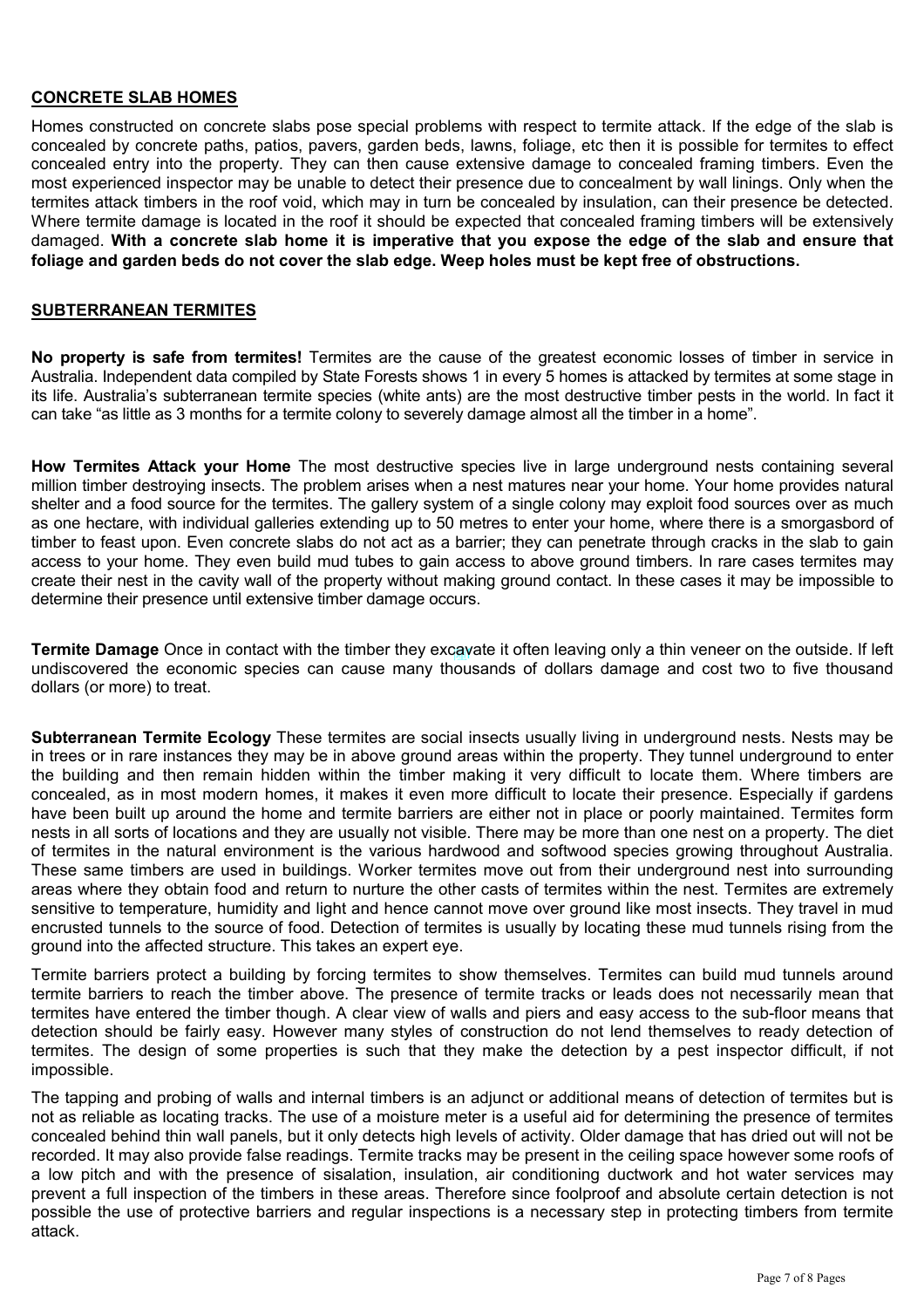## CONCRETE SLAB HOMES

Homes constructed on concrete slabs pose special problems with respect to termite attack. If the edge of the slab is concealed by concrete paths, patios, pavers, garden beds, lawns, foliage, etc then it is possible for termites to effect concealed entry into the property. They can then cause extensive damage to concealed framing timbers. Even the most experienced inspector may be unable to detect their presence due to concealment by wall linings. Only when the termites attack timbers in the roof void, which may in turn be concealed by insulation, can their presence be detected. Where termite damage is located in the roof it should be expected that concealed framing timbers will be extensively damaged. **With a concrete slab home it is imperative that you expose the edge of the slab and ensure that foliage and garden beds do not cover the slab edge. Weep holes must be kept free of obstructions.**

## SUBTERRANEAN TERMITES

**No property is safe from termites!** Termites are the cause of the greatest economic losses of timber in service in Australia. Independent data compiled by State Forests shows 1 in every 5 homes is attacked by termites at some stage in its life. Australia's subterranean termite species (white ants) are the most destructive timber pests in the world. In fact it can take "as little as 3 months for a termite colony to severely damage almost all the timber in a home".

**How Termites Attack your Home** The most destructive species live in large underground nests containing several million timber destroying insects. The problem arises when a nest matures near your home. Your home provides natural shelter and a food source for the termites. The gallery system of a single colony may exploit food sources over as much as one hectare, with individual galleries extending up to 50 metres to enter your home, where there is a smorgasbord of timber to feast upon. Even concrete slabs do not act as a barrier; they can penetrate through cracks in the slab to gain access to your home. They even build mud tubes to gain access to above ground timbers. In rare cases termites may create their nest in the cavity wall of the property without making ground contact. In these cases it may be impossible to determine their presence until extensive timber damage occurs.

**Termite Damage** Once in contact with the timber they excavate it often leaving only a thin veneer on the outside. If left undiscovered the economic species can cause many thousands of dollars damage and cost two to five thousand dollars (or more) to treat.

**Subterranean Termite Ecology** These termites are social insects usually living in underground nests. Nests may be in trees or in rare instances they may be in above ground areas within the property. They tunnel underground to enter the building and then remain hidden within the timber making it very difficult to locate them. Where timbers are concealed, as in most modern homes, it makes it even more difficult to locate their presence. Especially if gardens have been built up around the home and termite barriers are either not in place or poorly maintained. Termites form nests in all sorts of locations and they are usually not visible. There may be more than one nest on a property. The diet of termites in the natural environment is the various hardwood and softwood species growing throughout Australia. These same timbers are used in buildings. Worker termites move out from their underground nest into surrounding areas where they obtain food and return to nurture the other casts of termites within the nest. Termites are extremely sensitive to temperature, humidity and light and hence cannot move over ground like most insects. They travel in mud encrusted tunnels to the source of food. Detection of termites is usually by locating these mud tunnels rising from the ground into the affected structure. This takes an expert eye.

Termite barriers protect a building by forcing termites to show themselves. Termites can build mud tunnels around termite barriers to reach the timber above. The presence of termite tracks or leads does not necessarily mean that termites have entered the timber though. A clear view of walls and piers and easy access to the sub-floor means that detection should be fairly easy. However many styles of construction do not lend themselves to ready detection of termites. The design of some properties is such that they make the detection by a pest inspector difficult, if not impossible.

The tapping and probing of walls and internal timbers is an adjunct or additional means of detection of termites but is not as reliable as locating tracks. The use of a moisture meter is a useful aid for determining the presence of termites concealed behind thin wall panels, but it only detects high levels of activity. Older damage that has dried out will not be recorded. It may also provide false readings. Termite tracks may be present in the ceiling space however some roofs of a low pitch and with the presence of sisalation, insulation, air conditioning ductwork and hot water services may prevent a full inspection of the timbers in these areas. Therefore since foolproof and absolute certain detection is not possible the use of protective barriers and regular inspections is a necessary step in protecting timbers from termite attack.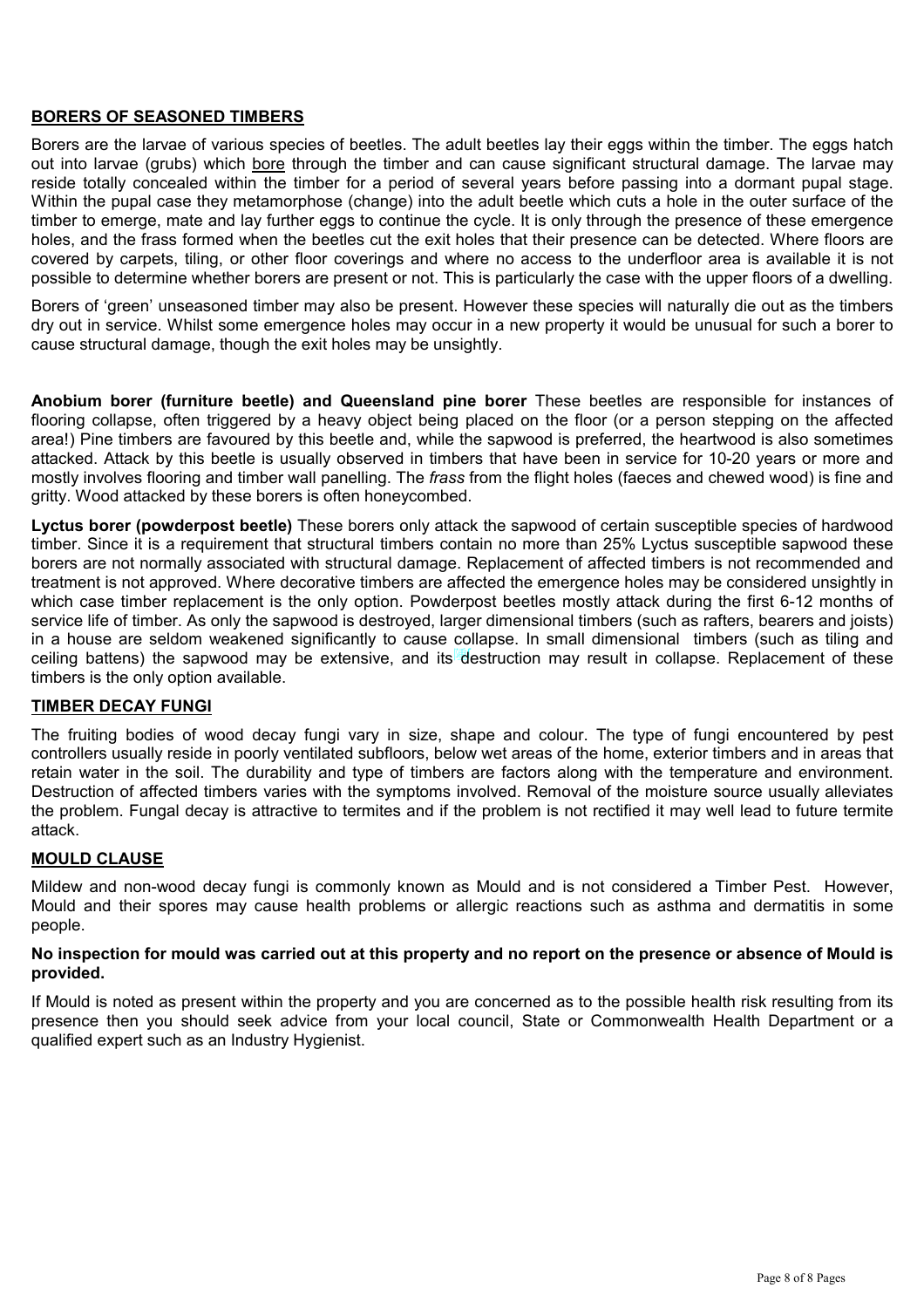## BORERS OF SEASONED TIMBERS

Borers are the larvae of various species of beetles. The adult beetles lay their eggs within the timber. The eggs hatch out into larvae (grubs) which bore through the timber and can cause significant structural damage. The larvae may reside totally concealed within the timber for a period of several years before passing into a dormant pupal stage. Within the pupal case they metamorphose (change) into the adult beetle which cuts a hole in the outer surface of the timber to emerge, mate and lay further eggs to continue the cycle. It is only through the presence of these emergence holes, and the frass formed when the beetles cut the exit holes that their presence can be detected. Where floors are covered by carpets, tiling, or other floor coverings and where no access to the underfloor area is available it is not possible to determine whether borers are present or not. This is particularly the case with the upper floors of a dwelling.

Borers of 'green' unseasoned timber may also be present. However these species will naturally die out as the timbers dry out in service. Whilst some emergence holes may occur in a new property it would be unusual for such a borer to cause structural damage, though the exit holes may be unsightly.

**Anobium borer (furniture beetle) and Queensland pine borer** These beetles are responsible for instances of flooring collapse, often triggered by a heavy object being placed on the floor (or a person stepping on the affected area!) Pine timbers are favoured by this beetle and, while the sapwood is preferred, the heartwood is also sometimes attacked. Attack by this beetle is usually observed in timbers that have been in service for 10-20 years or more and mostly involves flooring and timber wall panelling. The *frass* from the flight holes (faeces and chewed wood) is fine and gritty. Wood attacked by these borers is often honeycombed.

**Lyctus borer (powderpost beetle)** These borers only attack the sapwood of certain susceptible species of hardwood timber. Since it is a requirement that structural timbers contain no more than 25% Lyctus susceptible sapwood these borers are not normally associated with structural damage. Replacement of affected timbers is not recommended and treatment is not approved. Where decorative timbers are affected the emergence holes may be considered unsightly in which case timber replacement is the only option. Powderpost beetles mostly attack during the first 6-12 months of service life of timber. As only the sapwood is destroyed, larger dimensional timbers (such as rafters, bearers and joists) in a house are seldom weakened significantly to cause collapse. In small dimensional timbers (such as tiling and ceiling battens) the sapwood may be extensive, and its destruction may result in collapse. Replacement of these timbers is the only option available.

## TIMBER DECAY FUNGI

The fruiting bodies of wood decay fungi vary in size, shape and colour. The type of fungi encountered by pest controllers usually reside in poorly ventilated subfloors, below wet areas of the home, exterior timbers and in areas that retain water in the soil. The durability and type of timbers are factors along with the temperature and environment. Destruction of affected timbers varies with the symptoms involved. Removal of the moisture source usually alleviates the problem. Fungal decay is attractive to termites and if the problem is not rectified it may well lead to future termite attack.

## MOULD CLAUSE

Mildew and non-wood decay fungi is commonly known as Mould and is not considered a Timber Pest. However, Mould and their spores may cause health problems or allergic reactions such as asthma and dermatitis in some people.

**No inspection for mould was carried out at this property and no report on the presence or absence of Mould is provided.**

If Mould is noted as present within the property and you are concerned as to the possible health risk resulting from its presence then you should seek advice from your local council, State or Commonwealth Health Department or a qualified expert such as an Industry Hygienist.